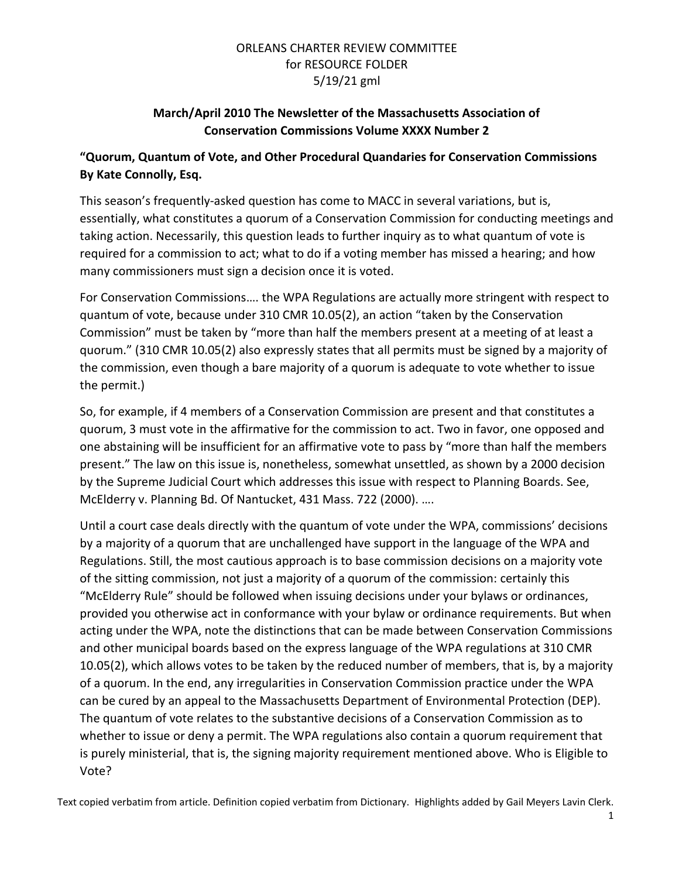ORLEANS CHARTER REVIEW COMMITTEE
for RESOURCE FOLDER
5/19/21 gml

## March/April 2010 The Newsletter of the Massachusetts Association of Conservation Commissions Volume XXXX Number 2

### "Quorum, Quantum of Vote, and Other Procedural Quandaries for Conservation Commissions By Kate Connolly, Esq.

This season's frequently-asked question has come to MACC in several variations, but is, essentially, what constitutes a quorum of a Conservation Commission for conducting meetings and taking action. Necessarily, this question leads to further inquiry as to what quantum of vote is required for a commission to act; what to do if a voting member has missed a hearing; and how many commissioners must sign a decision once it is voted.

For Conservation Commissions…. the WPA Regulations are actually more stringent with respect to quantum of vote, because under 310 CMR 10.05(2), an action "taken by the Conservation Commission" must be taken by "more than half the members present at a meeting of at least a quorum." (310 CMR 10.05(2) also expressly states that all permits must be signed by a majority of the commission, even though a bare majority of a quorum is adequate to vote whether to issue the permit.)

So, for example, if 4 members of a Conservation Commission are present and that constitutes a quorum, 3 must vote in the affirmative for the commission to act. Two in favor, one opposed and one abstaining will be insufficient for an affirmative vote to pass by "more than half the members present." The law on this issue is, nonetheless, somewhat unsettled, as shown by a 2000 decision by the Supreme Judicial Court which addresses this issue with respect to Planning Boards. See, McElderry v. Planning Bd. Of Nantucket, 431 Mass. 722 (2000). ….

Until a court case deals directly with the quantum of vote under the WPA, commissions' decisions by a majority of a quorum that are unchallenged have support in the language of the WPA and Regulations. Still, the most cautious approach is to base commission decisions on a majority vote of the sitting commission, not just a majority of a quorum of the commission: certainly this "McElderry Rule" should be followed when issuing decisions under your bylaws or ordinances, provided you otherwise act in conformance with your bylaw or ordinance requirements. But when acting under the WPA, note the distinctions that can be made between Conservation Commissions and other municipal boards based on the express language of the WPA regulations at 310 CMR 10.05(2), which allows votes to be taken by the reduced number of members, that is, by a majority of a quorum. In the end, any irregularities in Conservation Commission practice under the WPA can be cured by an appeal to the Massachusetts Department of Environmental Protection (DEP). The quantum of vote relates to the substantive decisions of a Conservation Commission as to whether to issue or deny a permit. The WPA regulations also contain a quorum requirement that is purely ministerial, that is, the signing majority requirement mentioned above. Who is Eligible to Vote?

Text copied verbatim from article. Definition copied verbatim from Dictionary. Highlights added by Gail Meyers Lavin Clerk.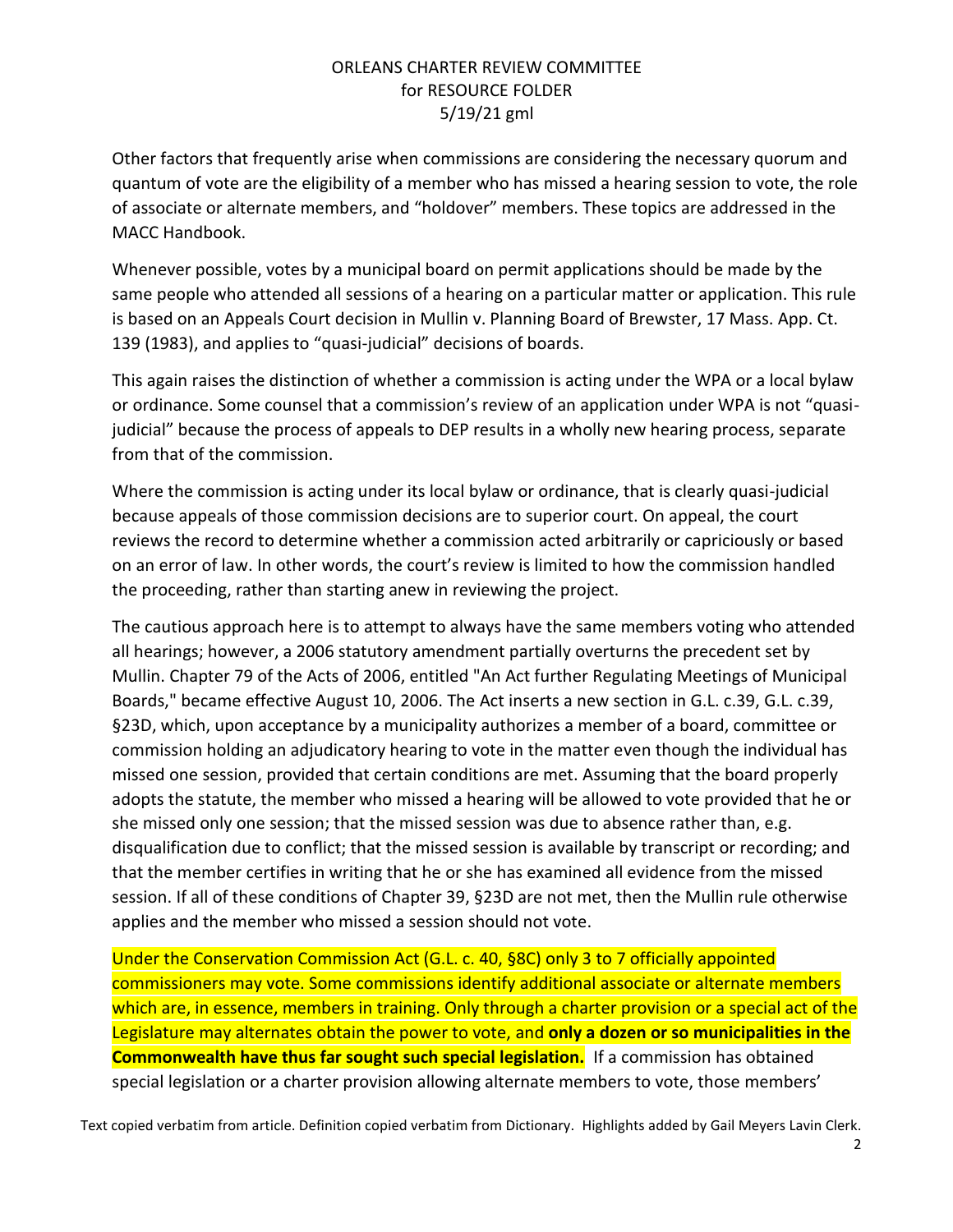Other factors that frequently arise when commissions are considering the necessary quorum and quantum of vote are the eligibility of a member who has missed a hearing session to vote, the role of associate or alternate members, and "holdover" members. These topics are addressed in the MACC Handbook.

Whenever possible, votes by a municipal board on permit applications should be made by the same people who attended all sessions of a hearing on a particular matter or application. This rule is based on an Appeals Court decision in Mullin v. Planning Board of Brewster, 17 Mass. App. Ct. 139 (1983), and applies to "quasi-judicial" decisions of boards.

This again raises the distinction of whether a commission is acting under the WPA or a local bylaw or ordinance. Some counsel that a commission's review of an application under WPA is not "quasi-judicial" because the process of appeals to DEP results in a wholly new hearing process, separate from that of the commission.

Where the commission is acting under its local bylaw or ordinance, that is clearly quasi-judicial because appeals of those commission decisions are to superior court. On appeal, the court reviews the record to determine whether a commission acted arbitrarily or capriciously or based on an error of law. In other words, the court's review is limited to how the commission handled the proceeding, rather than starting anew in reviewing the project.

The cautious approach here is to attempt to always have the same members voting who attended all hearings; however, a 2006 statutory amendment partially overturns the precedent set by Mullin. Chapter 79 of the Acts of 2006, entitled "An Act further Regulating Meetings of Municipal Boards," became effective August 10, 2006. The Act inserts a new section in G.L. c.39, G.L. c.39, §23D, which, upon acceptance by a municipality authorizes a member of a board, committee or commission holding an adjudicatory hearing to vote in the matter even though the individual has missed one session, provided that certain conditions are met. Assuming that the board properly adopts the statute, the member who missed a hearing will be allowed to vote provided that he or she missed only one session; that the missed session was due to absence rather than, e.g. disqualification due to conflict; that the missed session is available by transcript or recording; and that the member certifies in writing that he or she has examined all evidence from the missed session. If all of these conditions of Chapter 39, §23D are not met, then the Mullin rule otherwise applies and the member who missed a session should not vote.

Under the Conservation Commission Act (G.L. c. 40, §8C) only 3 to 7 officially appointed commissioners may vote. Some commissions identify additional associate or alternate members which are, in essence, members in training. Only through a charter provision or a special act of the Legislature may alternates obtain the power to vote, and **only a dozen or so municipalities in the Commonwealth have thus far sought such special legislation.** If a commission has obtained special legislation or a charter provision allowing alternate members to vote, those members'

Text copied verbatim from article. Definition copied verbatim from Dictionary. Highlights added by Gail Meyers Lavin Clerk.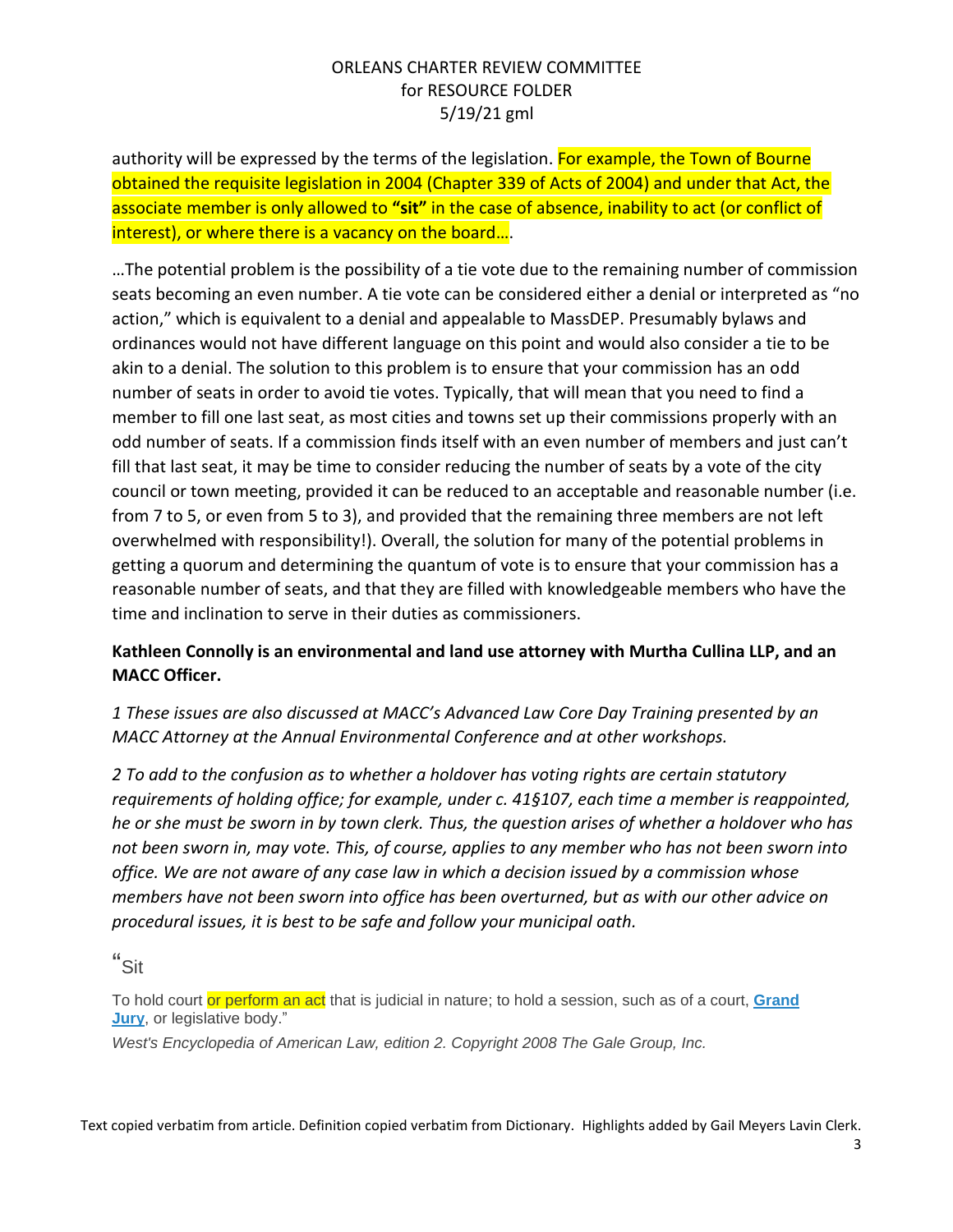authority will be expressed by the terms of the legislation. For example, the Town of Bourne obtained the requisite legislation in 2004 (Chapter 339 of Acts of 2004) and under that Act, the associate member is only allowed to **"sit"** in the case of absence, inability to act (or conflict of interest), or where there is a vacancy on the board….

…The potential problem is the possibility of a tie vote due to the remaining number of commission seats becoming an even number. A tie vote can be considered either a denial or interpreted as "no action," which is equivalent to a denial and appealable to MassDEP. Presumably bylaws and ordinances would not have different language on this point and would also consider a tie to be akin to a denial. The solution to this problem is to ensure that your commission has an odd number of seats in order to avoid tie votes. Typically, that will mean that you need to find a member to fill one last seat, as most cities and towns set up their commissions properly with an odd number of seats. If a commission finds itself with an even number of members and just can't fill that last seat, it may be time to consider reducing the number of seats by a vote of the city council or town meeting, provided it can be reduced to an acceptable and reasonable number (i.e. from 7 to 5, or even from 5 to 3), and provided that the remaining three members are not left overwhelmed with responsibility!). Overall, the solution for many of the potential problems in getting a quorum and determining the quantum of vote is to ensure that your commission has a reasonable number of seats, and that they are filled with knowledgeable members who have the time and inclination to serve in their duties as commissioners.

**Kathleen Connolly is an environmental and land use attorney with Murtha Cullina LLP, and an MACC Officer.**

*1 These issues are also discussed at MACC's Advanced Law Core Day Training presented by an MACC Attorney at the Annual Environmental Conference and at other workshops.*

*2 To add to the confusion as to whether a holdover has voting rights are certain statutory requirements of holding office; for example, under c. 41§107, each time a member is reappointed, he or she must be sworn in by town clerk. Thus, the question arises of whether a holdover who has not been sworn in, may vote. This, of course, applies to any member who has not been sworn into office. We are not aware of any case law in which a decision issued by a commission whose members have not been sworn into office has been overturned, but as with our other advice on procedural issues, it is best to be safe and follow your municipal oath.*

"Sit

To hold court or perform an act that is judicial in nature; to hold a session, such as of a court, **Grand Jury**, or legislative body."

*West's Encyclopedia of American Law, edition 2. Copyright 2008 The Gale Group, Inc.*

Text copied verbatim from article. Definition copied verbatim from Dictionary. Highlights added by Gail Meyers Lavin Clerk.